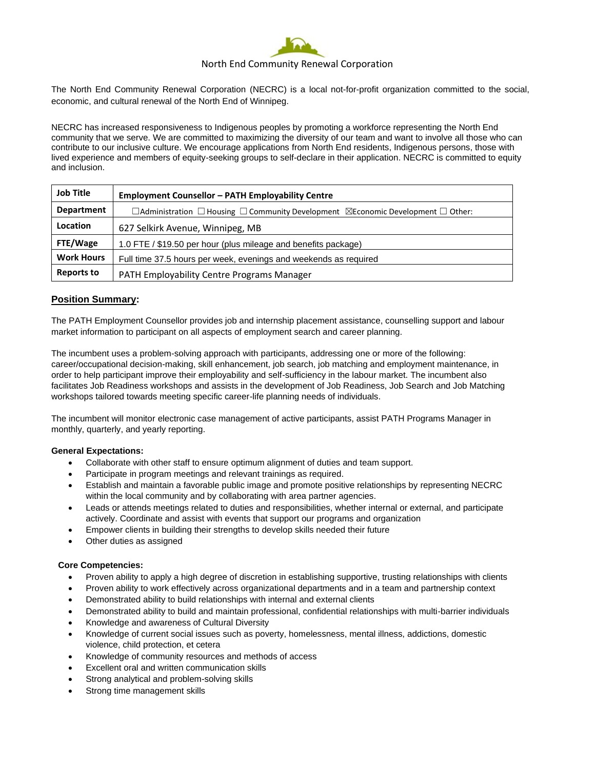North End Community Renewal Corporation

The North End Community Renewal Corporation (NECRC) is a local not-for-profit organization committed to the social, economic, and cultural renewal of the North End of Winnipeg.

NECRC has increased responsiveness to Indigenous peoples by promoting a workforce representing the North End community that we serve. We are committed to maximizing the diversity of our team and want to involve all those who can contribute to our inclusive culture. We encourage applications from North End residents, Indigenous persons, those with lived experience and members of equity-seeking groups to self-declare in their application. NECRC is committed to equity and inclusion.

| **Job Title** | **Employment Counsellor – PATH Employability Centre** |
|---|---|
| **Department** | ☐Administration ☐ Housing ☐ Community Development ☒Economic Development ☐ Other: |
| **Location** | 627 Selkirk Avenue, Winnipeg, MB |
| **FTE/Wage** | 1.0 FTE / $19.50 per hour (plus mileage and benefits package) |
| **Work Hours** | Full time 37.5 hours per week, evenings and weekends as required |
| **Reports to** | PATH Employability Centre Programs Manager |

## Position Summary:

The PATH Employment Counsellor provides job and internship placement assistance, counselling support and labour market information to participant on all aspects of employment search and career planning.

The incumbent uses a problem-solving approach with participants, addressing one or more of the following: career/occupational decision-making, skill enhancement, job search, job matching and employment maintenance, in order to help participant improve their employability and self-sufficiency in the labour market. The incumbent also facilitates Job Readiness workshops and assists in the development of Job Readiness, Job Search and Job Matching workshops tailored towards meeting specific career-life planning needs of individuals.

The incumbent will monitor electronic case management of active participants, assist PATH Programs Manager in monthly, quarterly, and yearly reporting.

**General Expectations:**

- Collaborate with other staff to ensure optimum alignment of duties and team support.
- Participate in program meetings and relevant trainings as required.
- Establish and maintain a favorable public image and promote positive relationships by representing NECRC within the local community and by collaborating with area partner agencies.
- Leads or attends meetings related to duties and responsibilities, whether internal or external, and participate actively. Coordinate and assist with events that support our programs and organization
- Empower clients in building their strengths to develop skills needed their future
- Other duties as assigned

**Core Competencies:**

- Proven ability to apply a high degree of discretion in establishing supportive, trusting relationships with clients
- Proven ability to work effectively across organizational departments and in a team and partnership context
- Demonstrated ability to build relationships with internal and external clients
- Demonstrated ability to build and maintain professional, confidential relationships with multi-barrier individuals
- Knowledge and awareness of Cultural Diversity
- Knowledge of current social issues such as poverty, homelessness, mental illness, addictions, domestic violence, child protection, et cetera
- Knowledge of community resources and methods of access
- Excellent oral and written communication skills
- Strong analytical and problem-solving skills
- Strong time management skills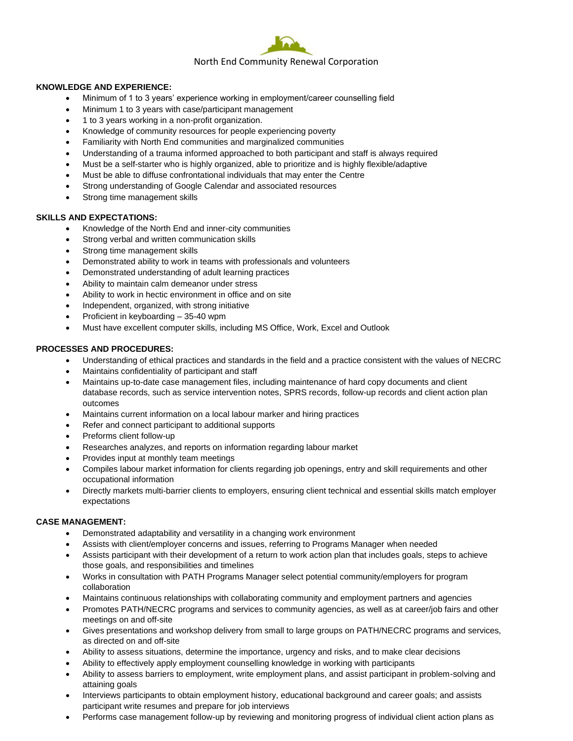**KNOWLEDGE AND EXPERIENCE:**

- Minimum of 1 to 3 years' experience working in employment/career counselling field
- Minimum 1 to 3 years with case/participant management
- 1 to 3 years working in a non-profit organization.
- Knowledge of community resources for people experiencing poverty
- Familiarity with North End communities and marginalized communities
- Understanding of a trauma informed approached to both participant and staff is always required
- Must be a self-starter who is highly organized, able to prioritize and is highly flexible/adaptive
- Must be able to diffuse confrontational individuals that may enter the Centre
- Strong understanding of Google Calendar and associated resources
- Strong time management skills

**SKILLS AND EXPECTATIONS:**

- Knowledge of the North End and inner-city communities
- Strong verbal and written communication skills
- Strong time management skills
- Demonstrated ability to work in teams with professionals and volunteers
- Demonstrated understanding of adult learning practices
- Ability to maintain calm demeanor under stress
- Ability to work in hectic environment in office and on site
- Independent, organized, with strong initiative
- Proficient in keyboarding – 35-40 wpm
- Must have excellent computer skills, including MS Office, Work, Excel and Outlook

**PROCESSES AND PROCEDURES:**

- Understanding of ethical practices and standards in the field and a practice consistent with the values of NECRC
- Maintains confidentiality of participant and staff
- Maintains up-to-date case management files, including maintenance of hard copy documents and client database records, such as service intervention notes, SPRS records, follow-up records and client action plan outcomes
- Maintains current information on a local labour marker and hiring practices
- Refer and connect participant to additional supports
- Preforms client follow-up
- Researches analyzes, and reports on information regarding labour market
- Provides input at monthly team meetings
- Compiles labour market information for clients regarding job openings, entry and skill requirements and other occupational information
- Directly markets multi-barrier clients to employers, ensuring client technical and essential skills match employer expectations

**CASE MANAGEMENT:**

- Demonstrated adaptability and versatility in a changing work environment
- Assists with client/employer concerns and issues, referring to Programs Manager when needed
- Assists participant with their development of a return to work action plan that includes goals, steps to achieve those goals, and responsibilities and timelines
- Works in consultation with PATH Programs Manager select potential community/employers for program collaboration
- Maintains continuous relationships with collaborating community and employment partners and agencies
- Promotes PATH/NECRC programs and services to community agencies, as well as at career/job fairs and other meetings on and off-site
- Gives presentations and workshop delivery from small to large groups on PATH/NECRC programs and services, as directed on and off-site
- Ability to assess situations, determine the importance, urgency and risks, and to make clear decisions
- Ability to effectively apply employment counselling knowledge in working with participants
- Ability to assess barriers to employment, write employment plans, and assist participant in problem-solving and attaining goals
- Interviews participants to obtain employment history, educational background and career goals; and assists participant write resumes and prepare for job interviews
- Performs case management follow-up by reviewing and monitoring progress of individual client action plans as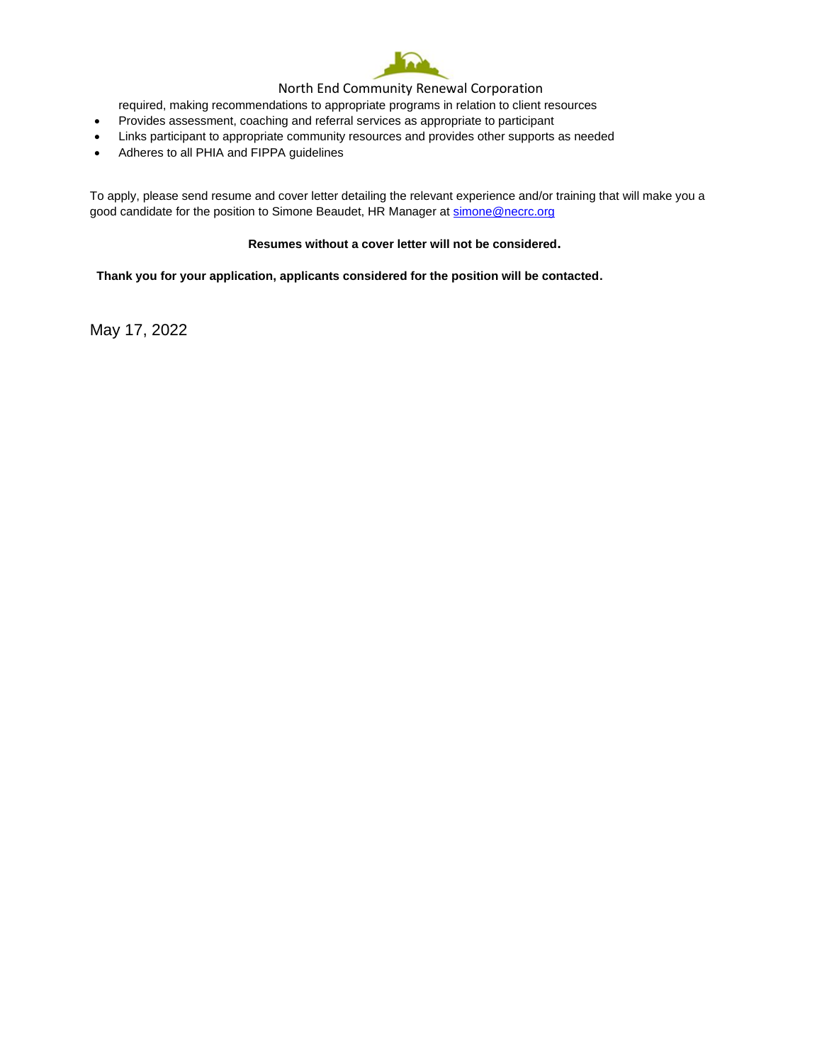required, making recommendations to appropriate programs in relation to client resources

- Provides assessment, coaching and referral services as appropriate to participant
- Links participant to appropriate community resources and provides other supports as needed
- Adheres to all PHIA and FIPPA guidelines

To apply, please send resume and cover letter detailing the relevant experience and/or training that will make you a good candidate for the position to Simone Beaudet, HR Manager at simone@necrc.org

**Resumes without a cover letter will not be considered.**

**Thank you for your application, applicants considered for the position will be contacted.**

May 17, 2022